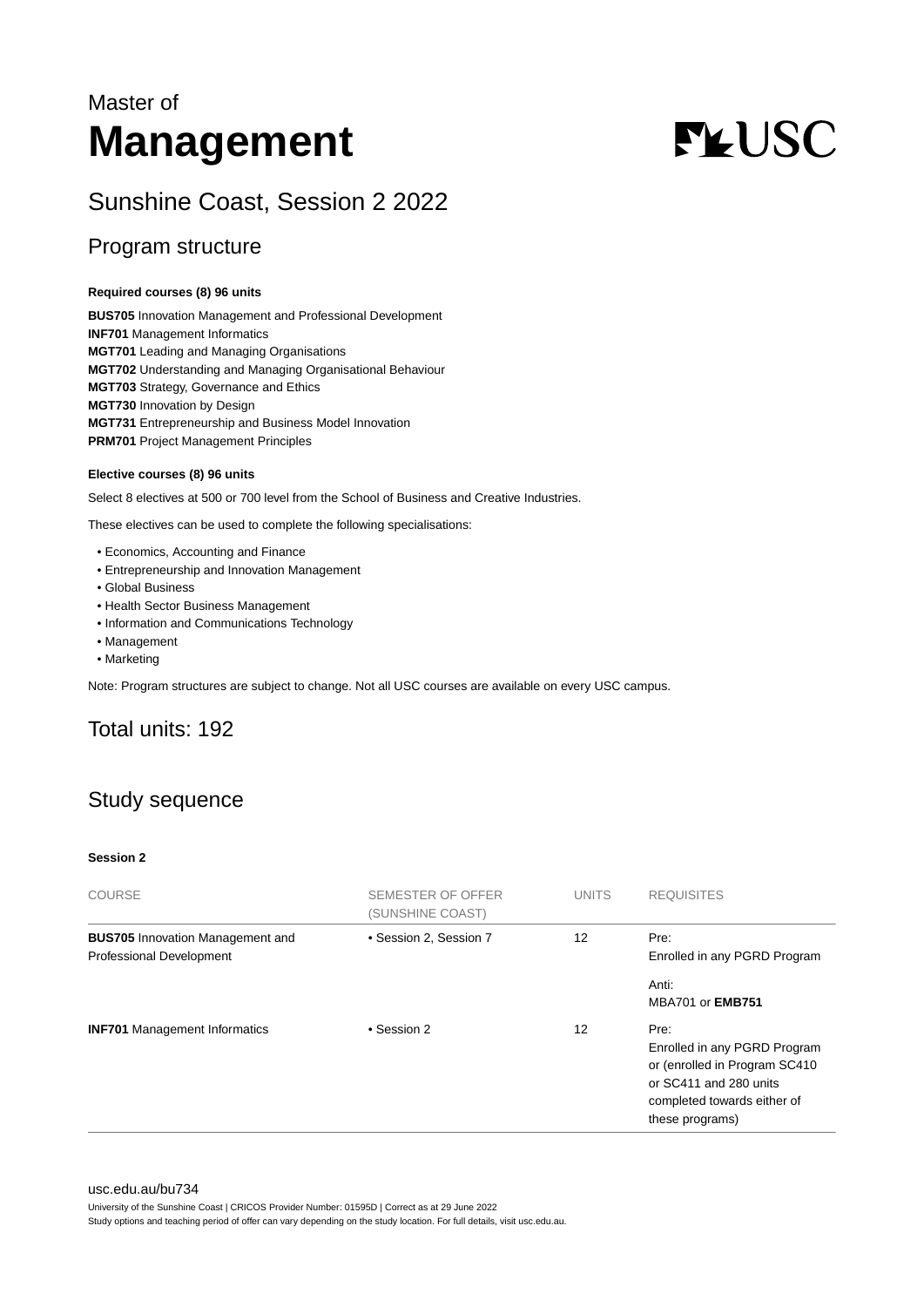Master of

# Management

## Sunshine Coast, Session 2 2022

## Program structure

**Required courses (8) 96 units**

**BUS705** Innovation Management and Professional Development
**INF701** Management Informatics
**MGT701** Leading and Managing Organisations
**MGT702** Understanding and Managing Organisational Behaviour
**MGT703** Strategy, Governance and Ethics
**MGT730** Innovation by Design
**MGT731** Entrepreneurship and Business Model Innovation
**PRM701** Project Management Principles

**Elective courses (8) 96 units**

Select 8 electives at 500 or 700 level from the School of Business and Creative Industries.

These electives can be used to complete the following specialisations:

- Economics, Accounting and Finance
- Entrepreneurship and Innovation Management
- Global Business
- Health Sector Business Management
- Information and Communications Technology
- Management
- Marketing

Note: Program structures are subject to change. Not all USC courses are available on every USC campus.

## Total units: 192

## Study sequence

**Session 2**

| COURSE | SEMESTER OF OFFER (SUNSHINE COAST) | UNITS | REQUISITES |
|---|---|---|---|
| **BUS705** Innovation Management and Professional Development | • Session 2, Session 7 | 12 | Pre: Enrolled in any PGRD Program<br><br>Anti: MBA701 or **EMB751** |
| **INF701** Management Informatics | • Session 2 | 12 | Pre: Enrolled in any PGRD Program or (enrolled in Program SC410 or SC411 and 280 units completed towards either of these programs) |

usc.edu.au/bu734

University of the Sunshine Coast | CRICOS Provider Number: 01595D | Correct as at 29 June 2022
Study options and teaching period of offer can vary depending on the study location. For full details, visit usc.edu.au.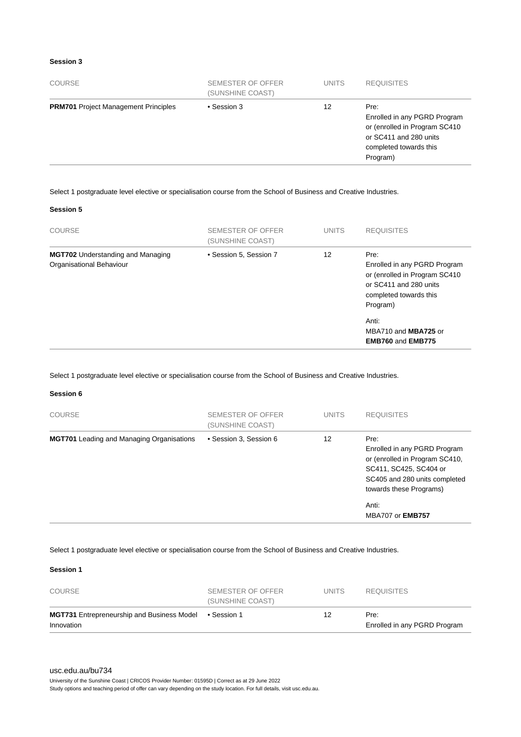#### Session 3

| COURSE | SEMESTER OF OFFER (SUNSHINE COAST) | UNITS | REQUISITES |
|---|---|---|---|
| **PRM701** Project Management Principles | • Session 3 | 12 | Pre: Enrolled in any PGRD Program or (enrolled in Program SC410 or SC411 and 280 units completed towards this Program) |

Select 1 postgraduate level elective or specialisation course from the School of Business and Creative Industries.

#### Session 5

| COURSE | SEMESTER OF OFFER (SUNSHINE COAST) | UNITS | REQUISITES |
|---|---|---|---|
| **MGT702** Understanding and Managing Organisational Behaviour | • Session 5, Session 7 | 12 | Pre: Enrolled in any PGRD Program or (enrolled in Program SC410 or SC411 and 280 units completed towards this Program)<br><br>Anti: MBA710 and **MBA725** or **EMB760** and **EMB775** |

Select 1 postgraduate level elective or specialisation course from the School of Business and Creative Industries.

#### Session 6

| COURSE | SEMESTER OF OFFER (SUNSHINE COAST) | UNITS | REQUISITES |
|---|---|---|---|
| **MGT701** Leading and Managing Organisations | • Session 3, Session 6 | 12 | Pre: Enrolled in any PGRD Program or (enrolled in Program SC410, SC411, SC425, SC404 or SC405 and 280 units completed towards these Programs)<br><br>Anti: MBA707 or **EMB757** |

Select 1 postgraduate level elective or specialisation course from the School of Business and Creative Industries.

#### Session 1

| COURSE | SEMESTER OF OFFER (SUNSHINE COAST) | UNITS | REQUISITES |
|---|---|---|---|
| **MGT731** Entrepreneurship and Business Model Innovation | • Session 1 | 12 | Pre: Enrolled in any PGRD Program |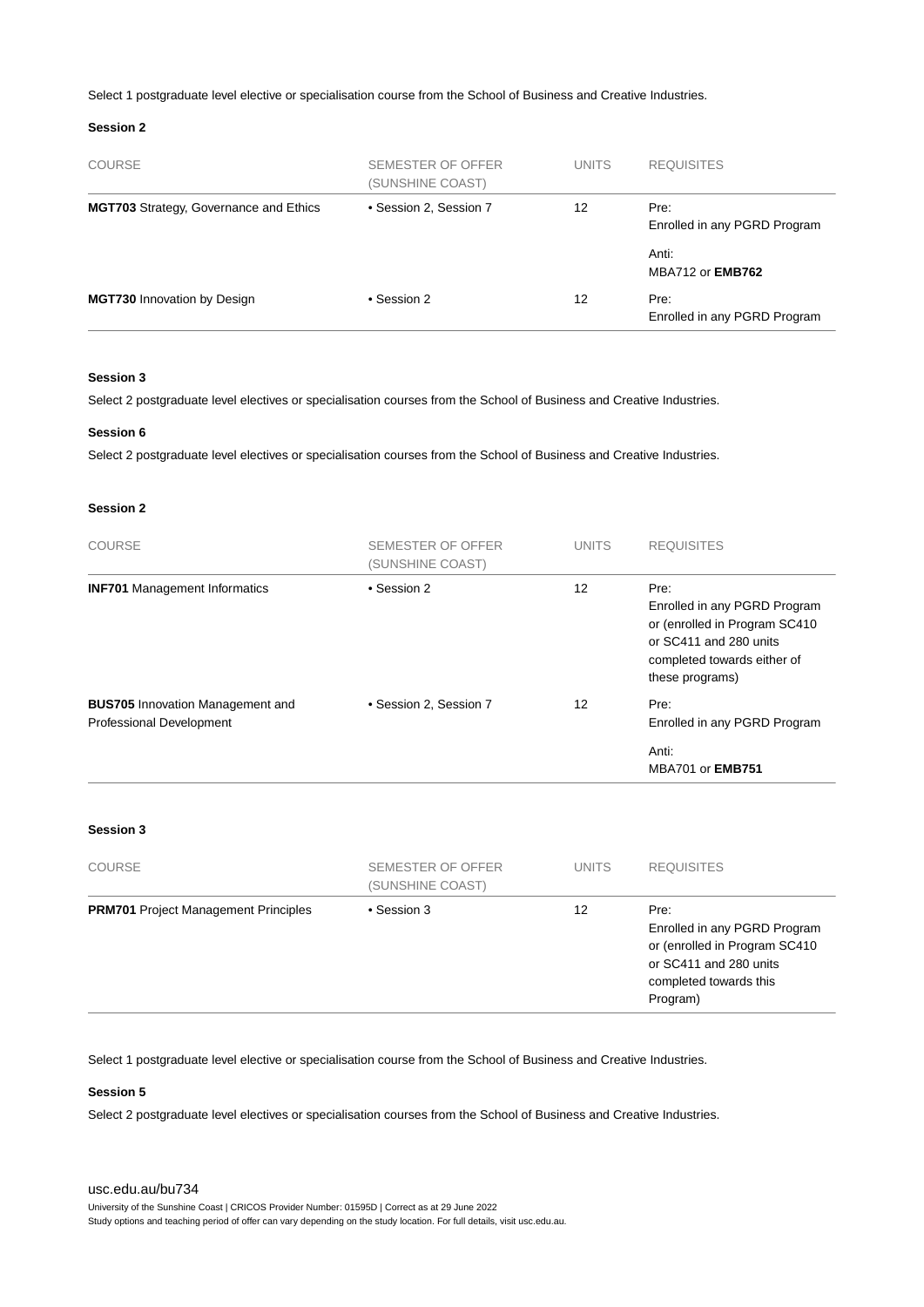Select 1 postgraduate level elective or specialisation course from the School of Business and Creative Industries.

**Session 2**

| COURSE | SEMESTER OF OFFER (SUNSHINE COAST) | UNITS | REQUISITES |
|---|---|---|---|
| **MGT703** Strategy, Governance and Ethics | • Session 2, Session 7 | 12 | Pre: Enrolled in any PGRD Program<br><br>Anti: MBA712 or **EMB762** |
| **MGT730** Innovation by Design | • Session 2 | 12 | Pre: Enrolled in any PGRD Program |

**Session 3**

Select 2 postgraduate level electives or specialisation courses from the School of Business and Creative Industries.

**Session 6**

Select 2 postgraduate level electives or specialisation courses from the School of Business and Creative Industries.

**Session 2**

| COURSE | SEMESTER OF OFFER (SUNSHINE COAST) | UNITS | REQUISITES |
|---|---|---|---|
| **INF701** Management Informatics | • Session 2 | 12 | Pre: Enrolled in any PGRD Program or (enrolled in Program SC410 or SC411 and 280 units completed towards either of these programs) |
| **BUS705** Innovation Management and Professional Development | • Session 2, Session 7 | 12 | Pre: Enrolled in any PGRD Program<br><br>Anti: MBA701 or **EMB751** |

**Session 3**

| COURSE | SEMESTER OF OFFER (SUNSHINE COAST) | UNITS | REQUISITES |
|---|---|---|---|
| **PRM701** Project Management Principles | • Session 3 | 12 | Pre: Enrolled in any PGRD Program or (enrolled in Program SC410 or SC411 and 280 units completed towards this Program) |

Select 1 postgraduate level elective or specialisation course from the School of Business and Creative Industries.

**Session 5**

Select 2 postgraduate level electives or specialisation courses from the School of Business and Creative Industries.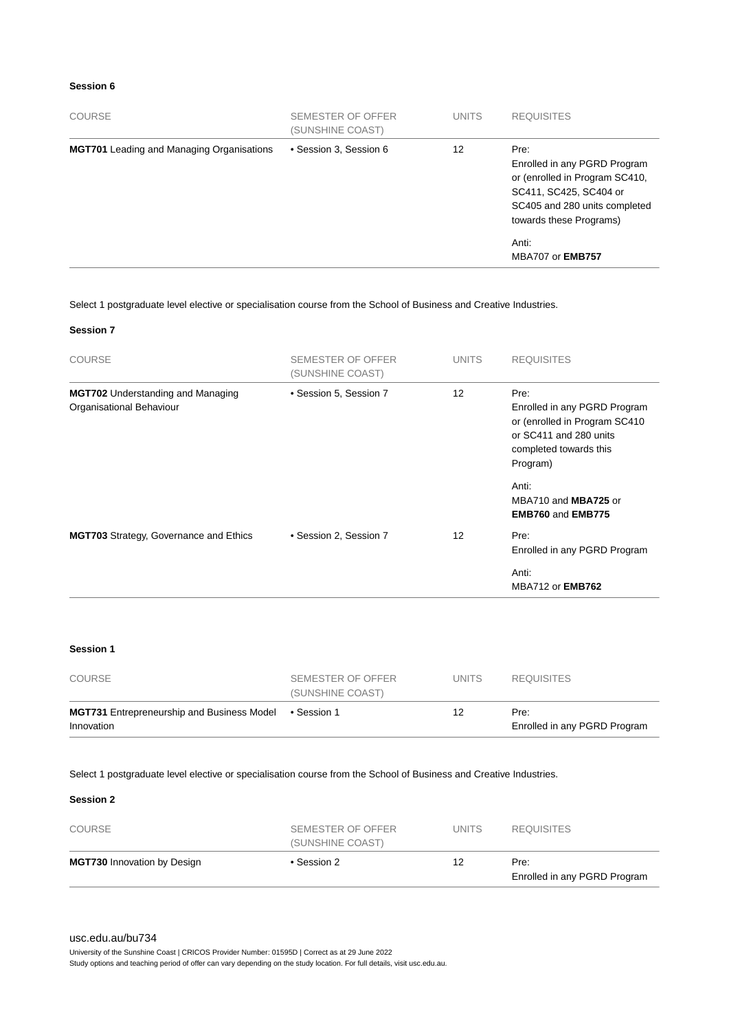### Session 6

| COURSE | SEMESTER OF OFFER (SUNSHINE COAST) | UNITS | REQUISITES |
| --- | --- | --- | --- |
| **MGT701** Leading and Managing Organisations | • Session 3, Session 6 | 12 | Pre:<br>Enrolled in any PGRD Program or (enrolled in Program SC410, SC411, SC425, SC404 or SC405 and 280 units completed towards these Programs)<br><br>Anti:<br>MBA707 or **EMB757** |

Select 1 postgraduate level elective or specialisation course from the School of Business and Creative Industries.

### Session 7

| COURSE | SEMESTER OF OFFER (SUNSHINE COAST) | UNITS | REQUISITES |
| --- | --- | --- | --- |
| **MGT702** Understanding and Managing Organisational Behaviour | • Session 5, Session 7 | 12 | Pre:<br>Enrolled in any PGRD Program or (enrolled in Program SC410 or SC411 and 280 units completed towards this Program)<br><br>Anti:<br>MBA710 and **MBA725** or **EMB760** and **EMB775** |
| **MGT703** Strategy, Governance and Ethics | • Session 2, Session 7 | 12 | Pre:<br>Enrolled in any PGRD Program<br><br>Anti:<br>MBA712 or **EMB762** |

### Session 1

| COURSE | SEMESTER OF OFFER (SUNSHINE COAST) | UNITS | REQUISITES |
| --- | --- | --- | --- |
| **MGT731** Entrepreneurship and Business Model Innovation | • Session 1 | 12 | Pre:<br>Enrolled in any PGRD Program |

Select 1 postgraduate level elective or specialisation course from the School of Business and Creative Industries.

### Session 2

| COURSE | SEMESTER OF OFFER (SUNSHINE COAST) | UNITS | REQUISITES |
| --- | --- | --- | --- |
| **MGT730** Innovation by Design | • Session 2 | 12 | Pre:<br>Enrolled in any PGRD Program |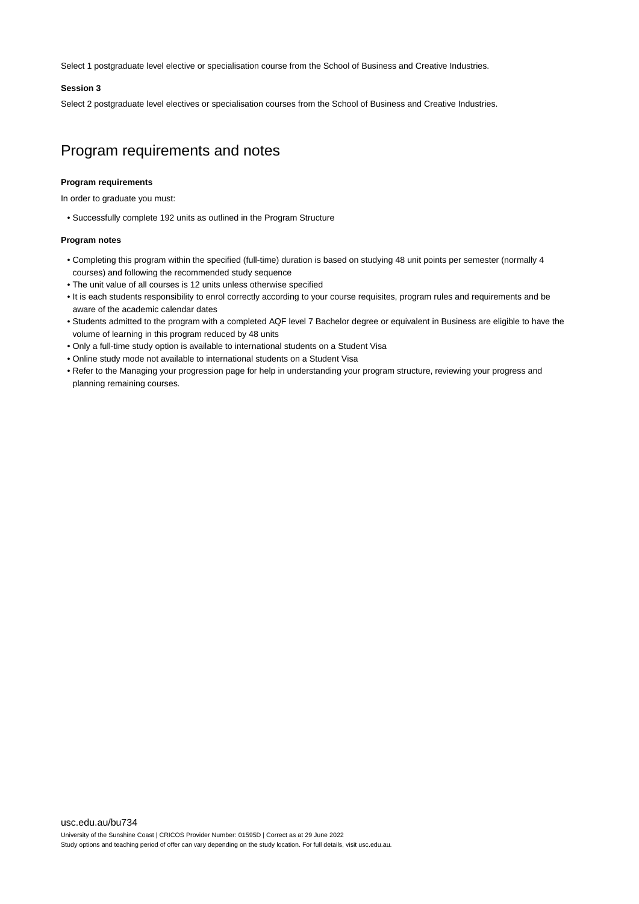Select 1 postgraduate level elective or specialisation course from the School of Business and Creative Industries.

**Session 3**

Select 2 postgraduate level electives or specialisation courses from the School of Business and Creative Industries.

## Program requirements and notes

**Program requirements**

In order to graduate you must:

- Successfully complete 192 units as outlined in the Program Structure

**Program notes**

- Completing this program within the specified (full-time) duration is based on studying 48 unit points per semester (normally 4 courses) and following the recommended study sequence
- The unit value of all courses is 12 units unless otherwise specified
- It is each students responsibility to enrol correctly according to your course requisites, program rules and requirements and be aware of the academic calendar dates
- Students admitted to the program with a completed AQF level 7 Bachelor degree or equivalent in Business are eligible to have the volume of learning in this program reduced by 48 units
- Only a full-time study option is available to international students on a Student Visa
- Online study mode not available to international students on a Student Visa
- Refer to the Managing your progression page for help in understanding your program structure, reviewing your progress and planning remaining courses.